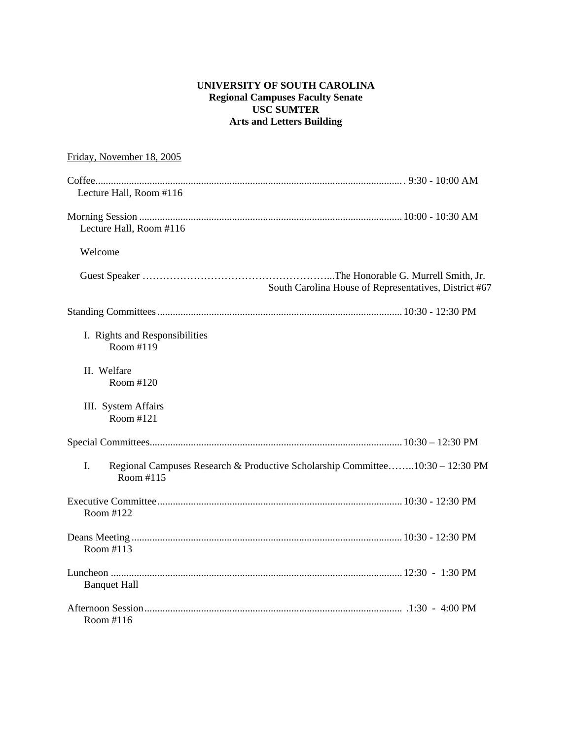**UNIVERSITY OF SOUTH CAROLINA**
**Regional Campuses Faculty Senate**
**USC SUMTER**
**Arts and Letters Building**

Friday, November 18, 2005

Coffee............................................................................................................... 9:30 - 10:00 AM
Lecture Hall, Room #116

Morning Session ............................................................................................. 10:00 - 10:30 AM
Lecture Hall, Room #116

Welcome

Guest Speaker ………………………………………………...The Honorable G. Murrell Smith, Jr.
South Carolina House of Representatives, District #67

Standing Committees ...................................................................................... 10:30 - 12:30 PM

I. Rights and Responsibilities
Room #119

II. Welfare
Room #120

III. System Affairs
Room #121

Special Committees......................................................................................... 10:30 – 12:30 PM

I. Regional Campuses Research & Productive Scholarship Committee……..10:30 – 12:30 PM
Room #115

Executive Committee ...................................................................................... 10:30 - 12:30 PM
Room #122

Deans Meeting ................................................................................................ 10:30 - 12:30 PM
Room #113

Luncheon ........................................................................................................ 12:30 - 1:30 PM
Banquet Hall

Afternoon Session............................................................................................ .1:30 - 4:00 PM
Room #116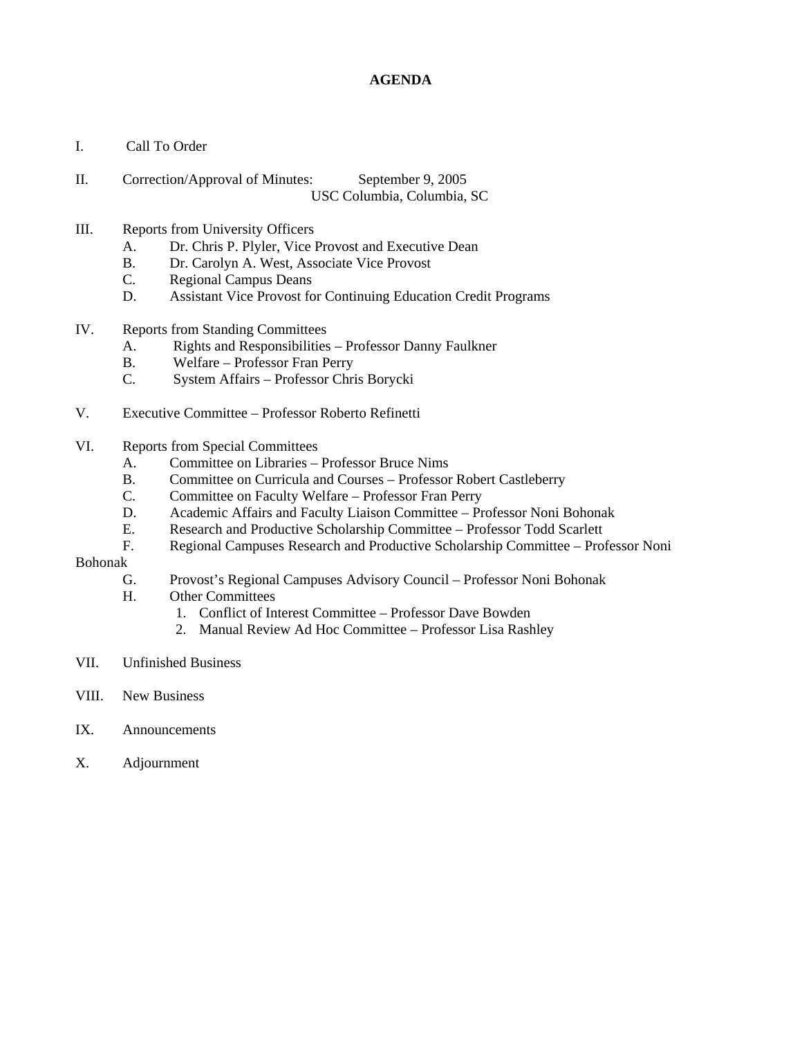# AGENDA

I. Call To Order

II. Correction/Approval of Minutes: September 9, 2005
USC Columbia, Columbia, SC

III. Reports from University Officers
   A. Dr. Chris P. Plyler, Vice Provost and Executive Dean
   B. Dr. Carolyn A. West, Associate Vice Provost
   C. Regional Campus Deans
   D. Assistant Vice Provost for Continuing Education Credit Programs

IV. Reports from Standing Committees
   A. Rights and Responsibilities – Professor Danny Faulkner
   B. Welfare – Professor Fran Perry
   C. System Affairs – Professor Chris Borycki

V. Executive Committee – Professor Roberto Refinetti

VI. Reports from Special Committees
   A. Committee on Libraries – Professor Bruce Nims
   B. Committee on Curricula and Courses – Professor Robert Castleberry
   C. Committee on Faculty Welfare – Professor Fran Perry
   D. Academic Affairs and Faculty Liaison Committee – Professor Noni Bohonak
   E. Research and Productive Scholarship Committee – Professor Todd Scarlett
   F. Regional Campuses Research and Productive Scholarship Committee – Professor Noni Bohonak
   G. Provost's Regional Campuses Advisory Council – Professor Noni Bohonak
   H. Other Committees
      1. Conflict of Interest Committee – Professor Dave Bowden
      2. Manual Review Ad Hoc Committee – Professor Lisa Rashley

VII. Unfinished Business

VIII. New Business

IX. Announcements

X. Adjournment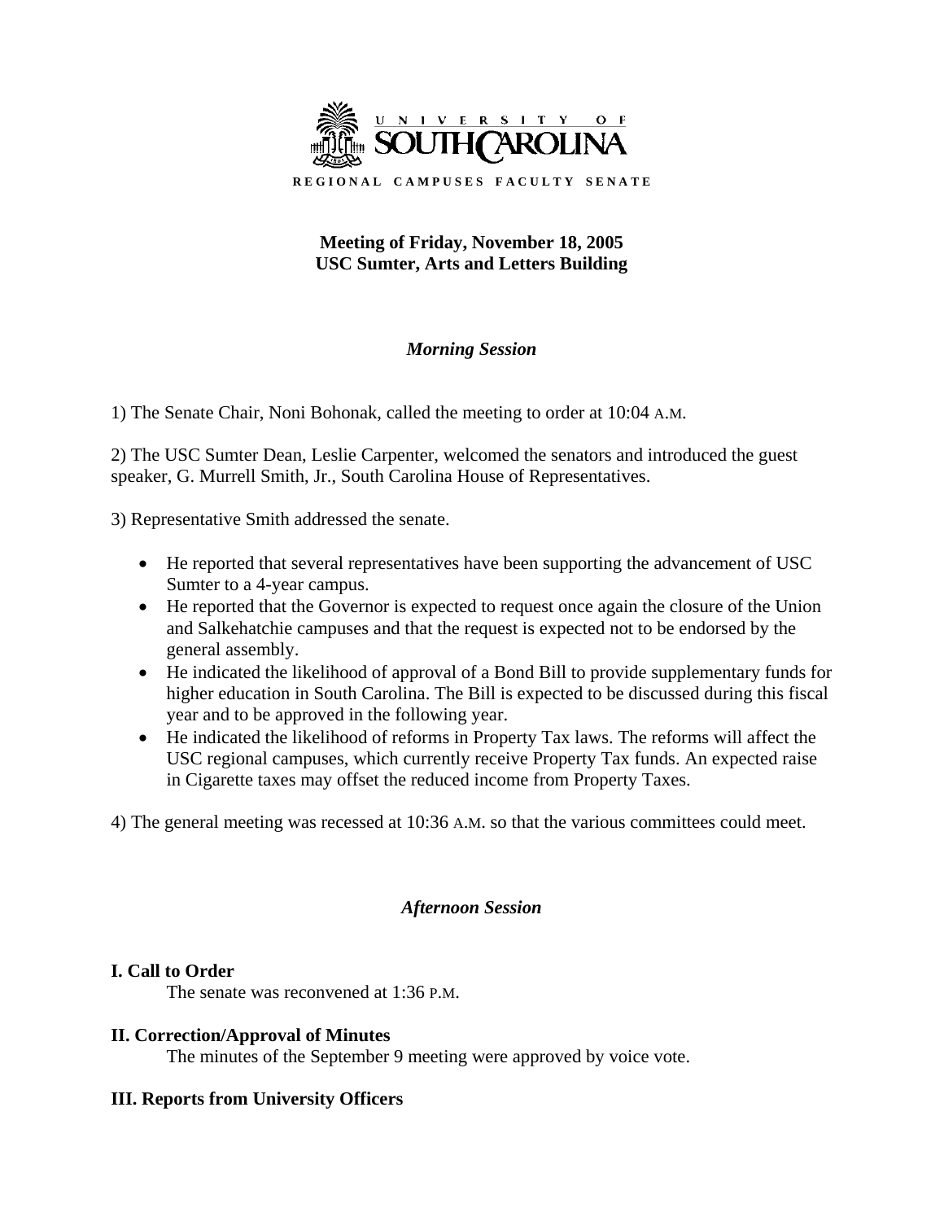UNIVERSITY OF SOUTH CAROLINA

REGIONAL CAMPUSES FACULTY SENATE

**Meeting of Friday, November 18, 2005**
**USC Sumter, Arts and Letters Building**

## *Morning Session*

1) The Senate Chair, Noni Bohonak, called the meeting to order at 10:04 A.M.

2) The USC Sumter Dean, Leslie Carpenter, welcomed the senators and introduced the guest speaker, G. Murrell Smith, Jr., South Carolina House of Representatives.

3) Representative Smith addressed the senate.

- He reported that several representatives have been supporting the advancement of USC Sumter to a 4-year campus.
- He reported that the Governor is expected to request once again the closure of the Union and Salkehatchie campuses and that the request is expected not to be endorsed by the general assembly.
- He indicated the likelihood of approval of a Bond Bill to provide supplementary funds for higher education in South Carolina. The Bill is expected to be discussed during this fiscal year and to be approved in the following year.
- He indicated the likelihood of reforms in Property Tax laws. The reforms will affect the USC regional campuses, which currently receive Property Tax funds. An expected raise in Cigarette taxes may offset the reduced income from Property Taxes.

4) The general meeting was recessed at 10:36 A.M. so that the various committees could meet.

## *Afternoon Session*

### I. Call to Order

The senate was reconvened at 1:36 P.M.

### II. Correction/Approval of Minutes

The minutes of the September 9 meeting were approved by voice vote.

### III. Reports from University Officers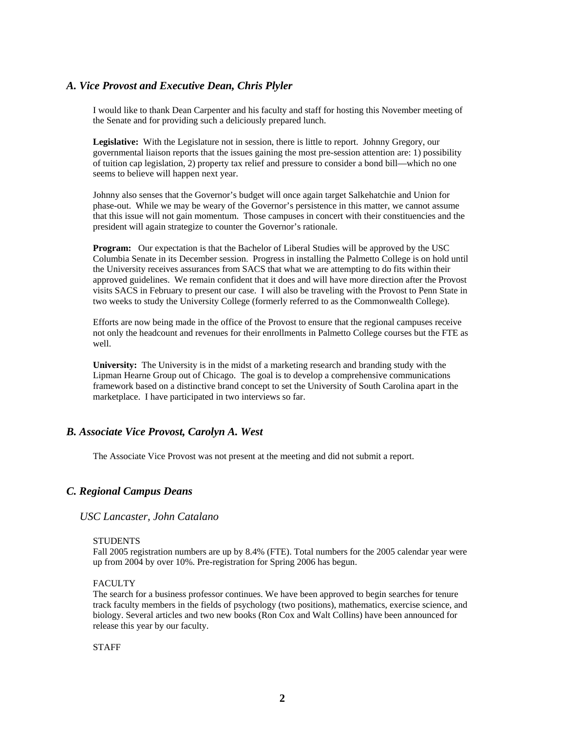### *A. Vice Provost and Executive Dean, Chris Plyler*

I would like to thank Dean Carpenter and his faculty and staff for hosting this November meeting of the Senate and for providing such a deliciously prepared lunch.

**Legislative:** With the Legislature not in session, there is little to report. Johnny Gregory, our governmental liaison reports that the issues gaining the most pre-session attention are: 1) possibility of tuition cap legislation, 2) property tax relief and pressure to consider a bond bill—which no one seems to believe will happen next year.

Johnny also senses that the Governor's budget will once again target Salkehatchie and Union for phase-out. While we may be weary of the Governor's persistence in this matter, we cannot assume that this issue will not gain momentum. Those campuses in concert with their constituencies and the president will again strategize to counter the Governor's rationale.

**Program:** Our expectation is that the Bachelor of Liberal Studies will be approved by the USC Columbia Senate in its December session. Progress in installing the Palmetto College is on hold until the University receives assurances from SACS that what we are attempting to do fits within their approved guidelines. We remain confident that it does and will have more direction after the Provost visits SACS in February to present our case. I will also be traveling with the Provost to Penn State in two weeks to study the University College (formerly referred to as the Commonwealth College).

Efforts are now being made in the office of the Provost to ensure that the regional campuses receive not only the headcount and revenues for their enrollments in Palmetto College courses but the FTE as well.

**University:** The University is in the midst of a marketing research and branding study with the Lipman Hearne Group out of Chicago. The goal is to develop a comprehensive communications framework based on a distinctive brand concept to set the University of South Carolina apart in the marketplace. I have participated in two interviews so far.

### *B. Associate Vice Provost, Carolyn A. West*

The Associate Vice Provost was not present at the meeting and did not submit a report.

### *C. Regional Campus Deans*

#### *USC Lancaster, John Catalano*

STUDENTS

Fall 2005 registration numbers are up by 8.4% (FTE). Total numbers for the 2005 calendar year were up from 2004 by over 10%. Pre-registration for Spring 2006 has begun.

FACULTY

The search for a business professor continues. We have been approved to begin searches for tenure track faculty members in the fields of psychology (two positions), mathematics, exercise science, and biology. Several articles and two new books (Ron Cox and Walt Collins) have been announced for release this year by our faculty.

STAFF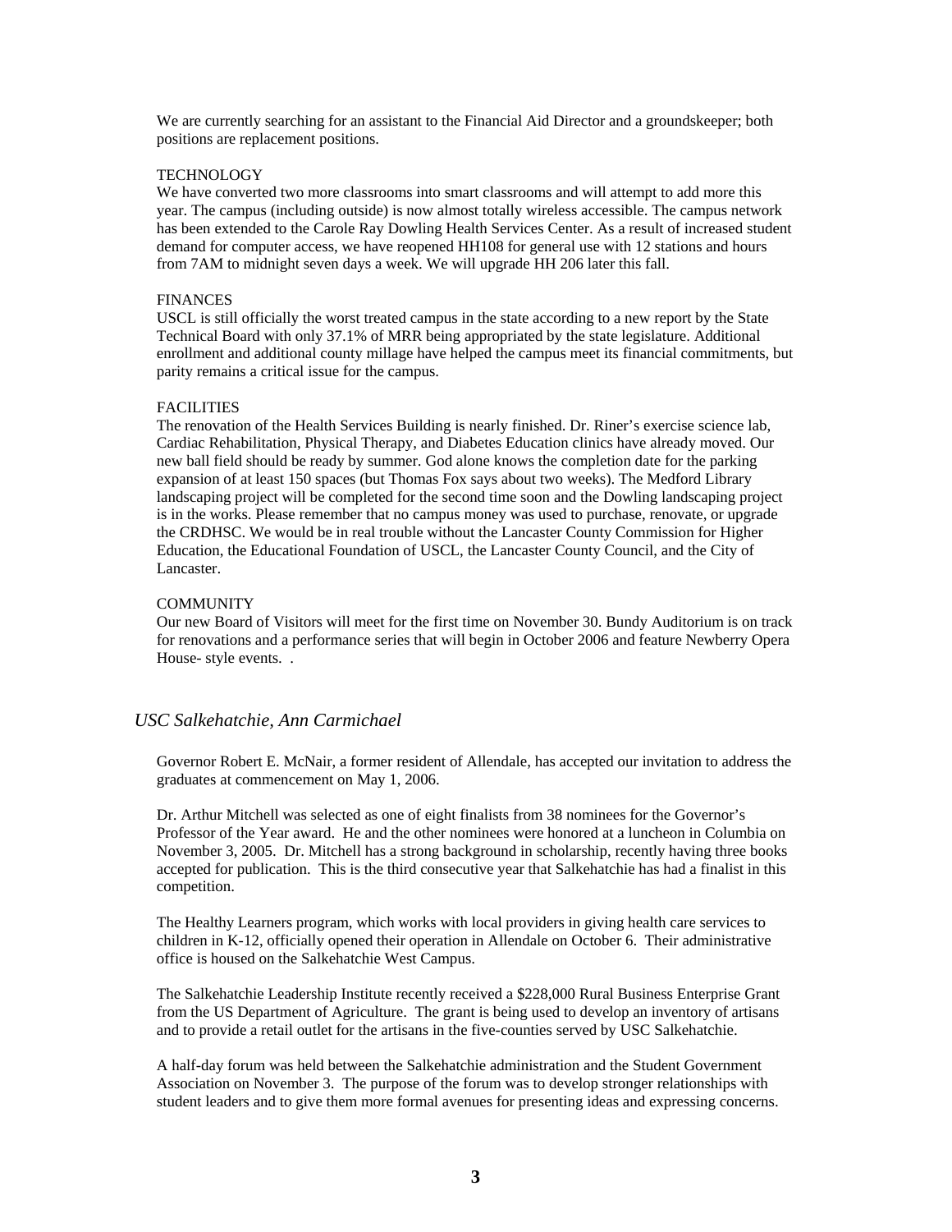We are currently searching for an assistant to the Financial Aid Director and a groundskeeper; both positions are replacement positions.

TECHNOLOGY
We have converted two more classrooms into smart classrooms and will attempt to add more this year. The campus (including outside) is now almost totally wireless accessible. The campus network has been extended to the Carole Ray Dowling Health Services Center. As a result of increased student demand for computer access, we have reopened HH108 for general use with 12 stations and hours from 7AM to midnight seven days a week. We will upgrade HH 206 later this fall.

FINANCES
USCL is still officially the worst treated campus in the state according to a new report by the State Technical Board with only 37.1% of MRR being appropriated by the state legislature. Additional enrollment and additional county millage have helped the campus meet its financial commitments, but parity remains a critical issue for the campus.

FACILITIES
The renovation of the Health Services Building is nearly finished. Dr. Riner's exercise science lab, Cardiac Rehabilitation, Physical Therapy, and Diabetes Education clinics have already moved. Our new ball field should be ready by summer. God alone knows the completion date for the parking expansion of at least 150 spaces (but Thomas Fox says about two weeks). The Medford Library landscaping project will be completed for the second time soon and the Dowling landscaping project is in the works. Please remember that no campus money was used to purchase, renovate, or upgrade the CRDHSC. We would be in real trouble without the Lancaster County Commission for Higher Education, the Educational Foundation of USCL, the Lancaster County Council, and the City of Lancaster.

COMMUNITY
Our new Board of Visitors will meet for the first time on November 30. Bundy Auditorium is on track for renovations and a performance series that will begin in October 2006 and feature Newberry Opera House- style events. .

### *USC Salkehatchie, Ann Carmichael*

Governor Robert E. McNair, a former resident of Allendale, has accepted our invitation to address the graduates at commencement on May 1, 2006.

Dr. Arthur Mitchell was selected as one of eight finalists from 38 nominees for the Governor's Professor of the Year award. He and the other nominees were honored at a luncheon in Columbia on November 3, 2005. Dr. Mitchell has a strong background in scholarship, recently having three books accepted for publication. This is the third consecutive year that Salkehatchie has had a finalist in this competition.

The Healthy Learners program, which works with local providers in giving health care services to children in K-12, officially opened their operation in Allendale on October 6. Their administrative office is housed on the Salkehatchie West Campus.

The Salkehatchie Leadership Institute recently received a $228,000 Rural Business Enterprise Grant from the US Department of Agriculture. The grant is being used to develop an inventory of artisans and to provide a retail outlet for the artisans in the five-counties served by USC Salkehatchie.

A half-day forum was held between the Salkehatchie administration and the Student Government Association on November 3. The purpose of the forum was to develop stronger relationships with student leaders and to give them more formal avenues for presenting ideas and expressing concerns.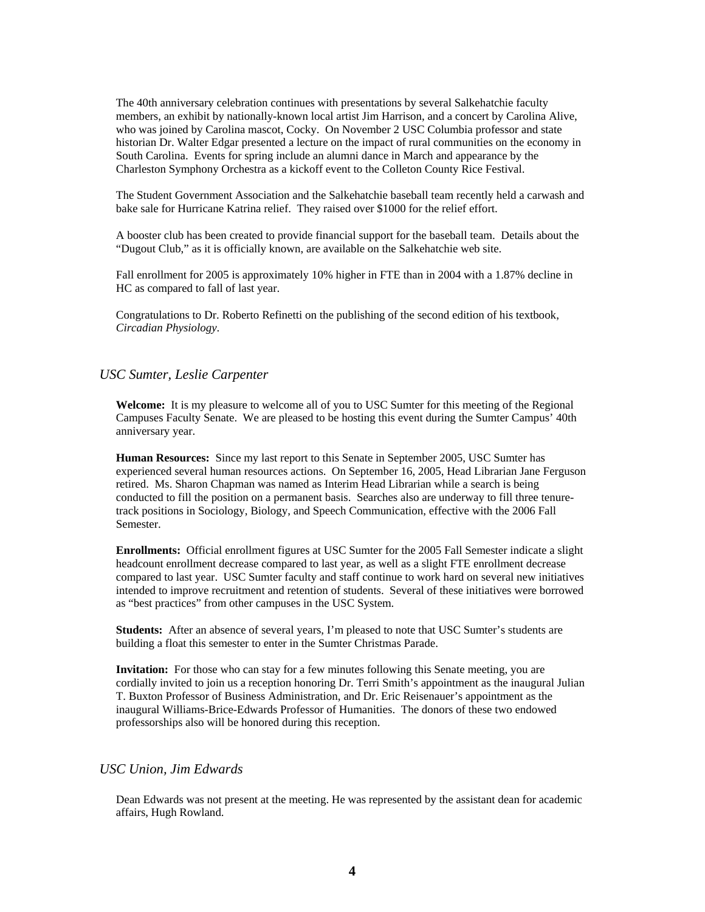The 40th anniversary celebration continues with presentations by several Salkehatchie faculty members, an exhibit by nationally-known local artist Jim Harrison, and a concert by Carolina Alive, who was joined by Carolina mascot, Cocky. On November 2 USC Columbia professor and state historian Dr. Walter Edgar presented a lecture on the impact of rural communities on the economy in South Carolina. Events for spring include an alumni dance in March and appearance by the Charleston Symphony Orchestra as a kickoff event to the Colleton County Rice Festival.

The Student Government Association and the Salkehatchie baseball team recently held a carwash and bake sale for Hurricane Katrina relief. They raised over $1000 for the relief effort.

A booster club has been created to provide financial support for the baseball team. Details about the "Dugout Club," as it is officially known, are available on the Salkehatchie web site.

Fall enrollment for 2005 is approximately 10% higher in FTE than in 2004 with a 1.87% decline in HC as compared to fall of last year.

Congratulations to Dr. Roberto Refinetti on the publishing of the second edition of his textbook, *Circadian Physiology*.

### *USC Sumter, Leslie Carpenter*

**Welcome:** It is my pleasure to welcome all of you to USC Sumter for this meeting of the Regional Campuses Faculty Senate. We are pleased to be hosting this event during the Sumter Campus' 40th anniversary year.

**Human Resources:** Since my last report to this Senate in September 2005, USC Sumter has experienced several human resources actions. On September 16, 2005, Head Librarian Jane Ferguson retired. Ms. Sharon Chapman was named as Interim Head Librarian while a search is being conducted to fill the position on a permanent basis. Searches also are underway to fill three tenure-track positions in Sociology, Biology, and Speech Communication, effective with the 2006 Fall Semester.

**Enrollments:** Official enrollment figures at USC Sumter for the 2005 Fall Semester indicate a slight headcount enrollment decrease compared to last year, as well as a slight FTE enrollment decrease compared to last year. USC Sumter faculty and staff continue to work hard on several new initiatives intended to improve recruitment and retention of students. Several of these initiatives were borrowed as "best practices" from other campuses in the USC System.

**Students:** After an absence of several years, I'm pleased to note that USC Sumter's students are building a float this semester to enter in the Sumter Christmas Parade.

**Invitation:** For those who can stay for a few minutes following this Senate meeting, you are cordially invited to join us a reception honoring Dr. Terri Smith's appointment as the inaugural Julian T. Buxton Professor of Business Administration, and Dr. Eric Reisenauer's appointment as the inaugural Williams-Brice-Edwards Professor of Humanities. The donors of these two endowed professorships also will be honored during this reception.

### *USC Union, Jim Edwards*

Dean Edwards was not present at the meeting. He was represented by the assistant dean for academic affairs, Hugh Rowland.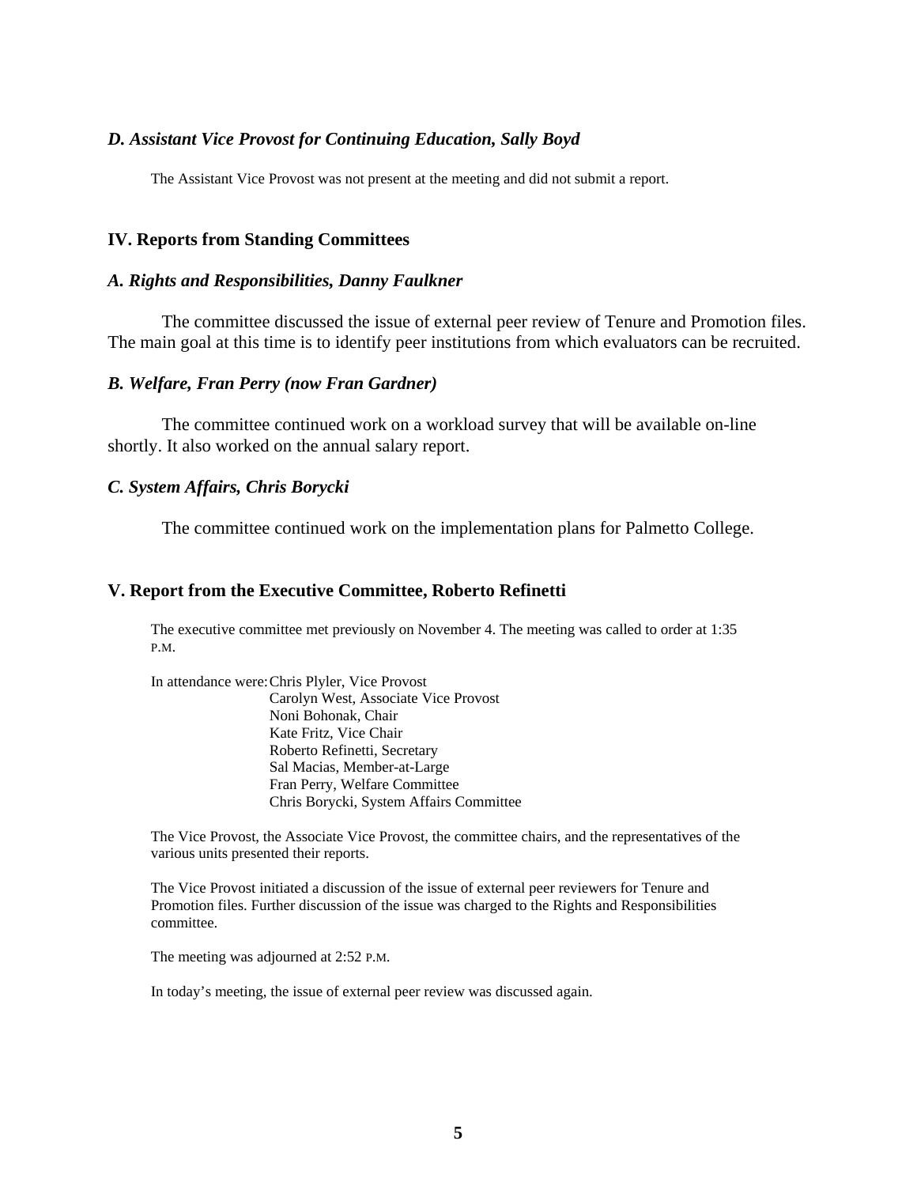### *D. Assistant Vice Provost for Continuing Education, Sally Boyd*

The Assistant Vice Provost was not present at the meeting and did not submit a report.

## IV. Reports from Standing Committees

### *A. Rights and Responsibilities, Danny Faulkner*

The committee discussed the issue of external peer review of Tenure and Promotion files. The main goal at this time is to identify peer institutions from which evaluators can be recruited.

### *B. Welfare, Fran Perry (now Fran Gardner)*

The committee continued work on a workload survey that will be available on-line shortly. It also worked on the annual salary report.

### *C. System Affairs, Chris Borycki*

The committee continued work on the implementation plans for Palmetto College.

## V. Report from the Executive Committee, Roberto Refinetti

The executive committee met previously on November 4. The meeting was called to order at 1:35 P.M.

In attendance were: Chris Plyler, Vice Provost
Carolyn West, Associate Vice Provost
Noni Bohonak, Chair
Kate Fritz, Vice Chair
Roberto Refinetti, Secretary
Sal Macias, Member-at-Large
Fran Perry, Welfare Committee
Chris Borycki, System Affairs Committee

The Vice Provost, the Associate Vice Provost, the committee chairs, and the representatives of the various units presented their reports.

The Vice Provost initiated a discussion of the issue of external peer reviewers for Tenure and Promotion files. Further discussion of the issue was charged to the Rights and Responsibilities committee.

The meeting was adjourned at 2:52 P.M.

In today's meeting, the issue of external peer review was discussed again.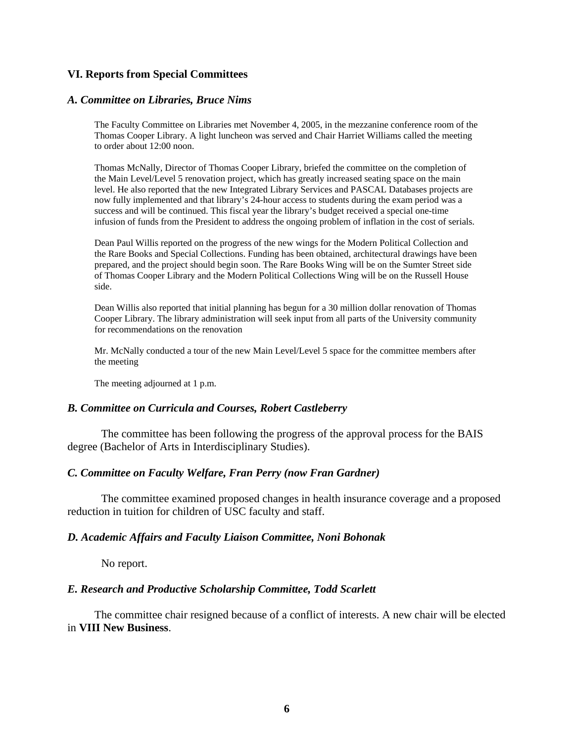## VI. Reports from Special Committees

### *A. Committee on Libraries, Bruce Nims*

The Faculty Committee on Libraries met November 4, 2005, in the mezzanine conference room of the Thomas Cooper Library. A light luncheon was served and Chair Harriet Williams called the meeting to order about 12:00 noon.

Thomas McNally, Director of Thomas Cooper Library, briefed the committee on the completion of the Main Level/Level 5 renovation project, which has greatly increased seating space on the main level. He also reported that the new Integrated Library Services and PASCAL Databases projects are now fully implemented and that library's 24-hour access to students during the exam period was a success and will be continued. This fiscal year the library's budget received a special one-time infusion of funds from the President to address the ongoing problem of inflation in the cost of serials.

Dean Paul Willis reported on the progress of the new wings for the Modern Political Collection and the Rare Books and Special Collections. Funding has been obtained, architectural drawings have been prepared, and the project should begin soon. The Rare Books Wing will be on the Sumter Street side of Thomas Cooper Library and the Modern Political Collections Wing will be on the Russell House side.

Dean Willis also reported that initial planning has begun for a 30 million dollar renovation of Thomas Cooper Library. The library administration will seek input from all parts of the University community for recommendations on the renovation

Mr. McNally conducted a tour of the new Main Level/Level 5 space for the committee members after the meeting

The meeting adjourned at 1 p.m.

### *B. Committee on Curricula and Courses, Robert Castleberry*

The committee has been following the progress of the approval process for the BAIS degree (Bachelor of Arts in Interdisciplinary Studies).

### *C. Committee on Faculty Welfare, Fran Perry (now Fran Gardner)*

The committee examined proposed changes in health insurance coverage and a proposed reduction in tuition for children of USC faculty and staff.

### *D. Academic Affairs and Faculty Liaison Committee, Noni Bohonak*

No report.

### *E. Research and Productive Scholarship Committee, Todd Scarlett*

The committee chair resigned because of a conflict of interests. A new chair will be elected in **VIII New Business**.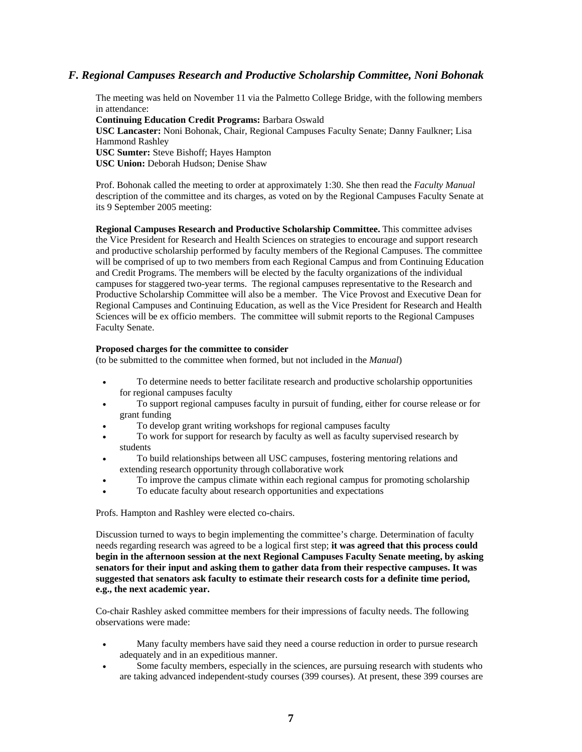### *F. Regional Campuses Research and Productive Scholarship Committee, Noni Bohonak*

The meeting was held on November 11 via the Palmetto College Bridge, with the following members in attendance:
**Continuing Education Credit Programs:** Barbara Oswald
**USC Lancaster:** Noni Bohonak, Chair, Regional Campuses Faculty Senate; Danny Faulkner; Lisa Hammond Rashley
**USC Sumter:** Steve Bishoff; Hayes Hampton
**USC Union:** Deborah Hudson; Denise Shaw

Prof. Bohonak called the meeting to order at approximately 1:30. She then read the *Faculty Manual* description of the committee and its charges, as voted on by the Regional Campuses Faculty Senate at its 9 September 2005 meeting:

**Regional Campuses Research and Productive Scholarship Committee.** This committee advises the Vice President for Research and Health Sciences on strategies to encourage and support research and productive scholarship performed by faculty members of the Regional Campuses. The committee will be comprised of up to two members from each Regional Campus and from Continuing Education and Credit Programs. The members will be elected by the faculty organizations of the individual campuses for staggered two-year terms. The regional campuses representative to the Research and Productive Scholarship Committee will also be a member. The Vice Provost and Executive Dean for Regional Campuses and Continuing Education, as well as the Vice President for Research and Health Sciences will be ex officio members. The committee will submit reports to the Regional Campuses Faculty Senate.

**Proposed charges for the committee to consider**
(to be submitted to the committee when formed, but not included in the *Manual*)

- To determine needs to better facilitate research and productive scholarship opportunities for regional campuses faculty
- To support regional campuses faculty in pursuit of funding, either for course release or for grant funding
- To develop grant writing workshops for regional campuses faculty
- To work for support for research by faculty as well as faculty supervised research by students
- To build relationships between all USC campuses, fostering mentoring relations and extending research opportunity through collaborative work
- To improve the campus climate within each regional campus for promoting scholarship
- To educate faculty about research opportunities and expectations

Profs. Hampton and Rashley were elected co-chairs.

Discussion turned to ways to begin implementing the committee's charge. Determination of faculty needs regarding research was agreed to be a logical first step; **it was agreed that this process could begin in the afternoon session at the next Regional Campuses Faculty Senate meeting, by asking senators for their input and asking them to gather data from their respective campuses. It was suggested that senators ask faculty to estimate their research costs for a definite time period, e.g., the next academic year.**

Co-chair Rashley asked committee members for their impressions of faculty needs. The following observations were made:

- Many faculty members have said they need a course reduction in order to pursue research adequately and in an expeditious manner.
- Some faculty members, especially in the sciences, are pursuing research with students who are taking advanced independent-study courses (399 courses). At present, these 399 courses are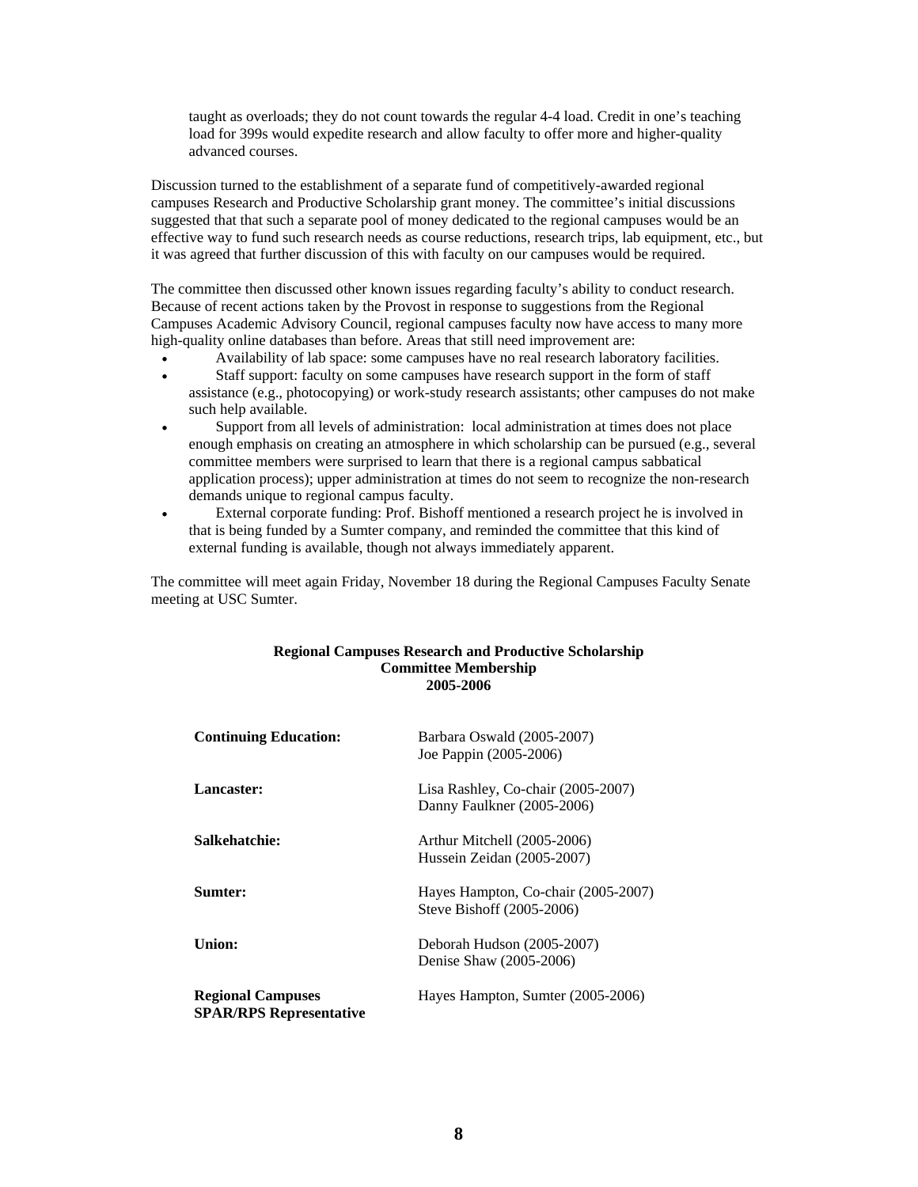taught as overloads; they do not count towards the regular 4-4 load. Credit in one's teaching load for 399s would expedite research and allow faculty to offer more and higher-quality advanced courses.

Discussion turned to the establishment of a separate fund of competitively-awarded regional campuses Research and Productive Scholarship grant money. The committee's initial discussions suggested that that such a separate pool of money dedicated to the regional campuses would be an effective way to fund such research needs as course reductions, research trips, lab equipment, etc., but it was agreed that further discussion of this with faculty on our campuses would be required.

The committee then discussed other known issues regarding faculty's ability to conduct research. Because of recent actions taken by the Provost in response to suggestions from the Regional Campuses Academic Advisory Council, regional campuses faculty now have access to many more high-quality online databases than before. Areas that still need improvement are:

- Availability of lab space: some campuses have no real research laboratory facilities.
- Staff support: faculty on some campuses have research support in the form of staff assistance (e.g., photocopying) or work-study research assistants; other campuses do not make such help available.
- Support from all levels of administration: local administration at times does not place enough emphasis on creating an atmosphere in which scholarship can be pursued (e.g., several committee members were surprised to learn that there is a regional campus sabbatical application process); upper administration at times do not seem to recognize the non-research demands unique to regional campus faculty.
- External corporate funding: Prof. Bishoff mentioned a research project he is involved in that is being funded by a Sumter company, and reminded the committee that this kind of external funding is available, though not always immediately apparent.

The committee will meet again Friday, November 18 during the Regional Campuses Faculty Senate meeting at USC Sumter.

**Regional Campuses Research and Productive Scholarship**
**Committee Membership**
**2005-2006**

| | |
|---|---|
| **Continuing Education:** | Barbara Oswald (2005-2007)<br>Joe Pappin (2005-2006) |
| **Lancaster:** | Lisa Rashley, Co-chair (2005-2007)<br>Danny Faulkner (2005-2006) |
| **Salkehatchie:** | Arthur Mitchell (2005-2006)<br>Hussein Zeidan (2005-2007) |
| **Sumter:** | Hayes Hampton, Co-chair (2005-2007)<br>Steve Bishoff (2005-2006) |
| **Union:** | Deborah Hudson (2005-2007)<br>Denise Shaw (2005-2006) |
| **Regional Campuses SPAR/RPS Representative** | Hayes Hampton, Sumter (2005-2006) |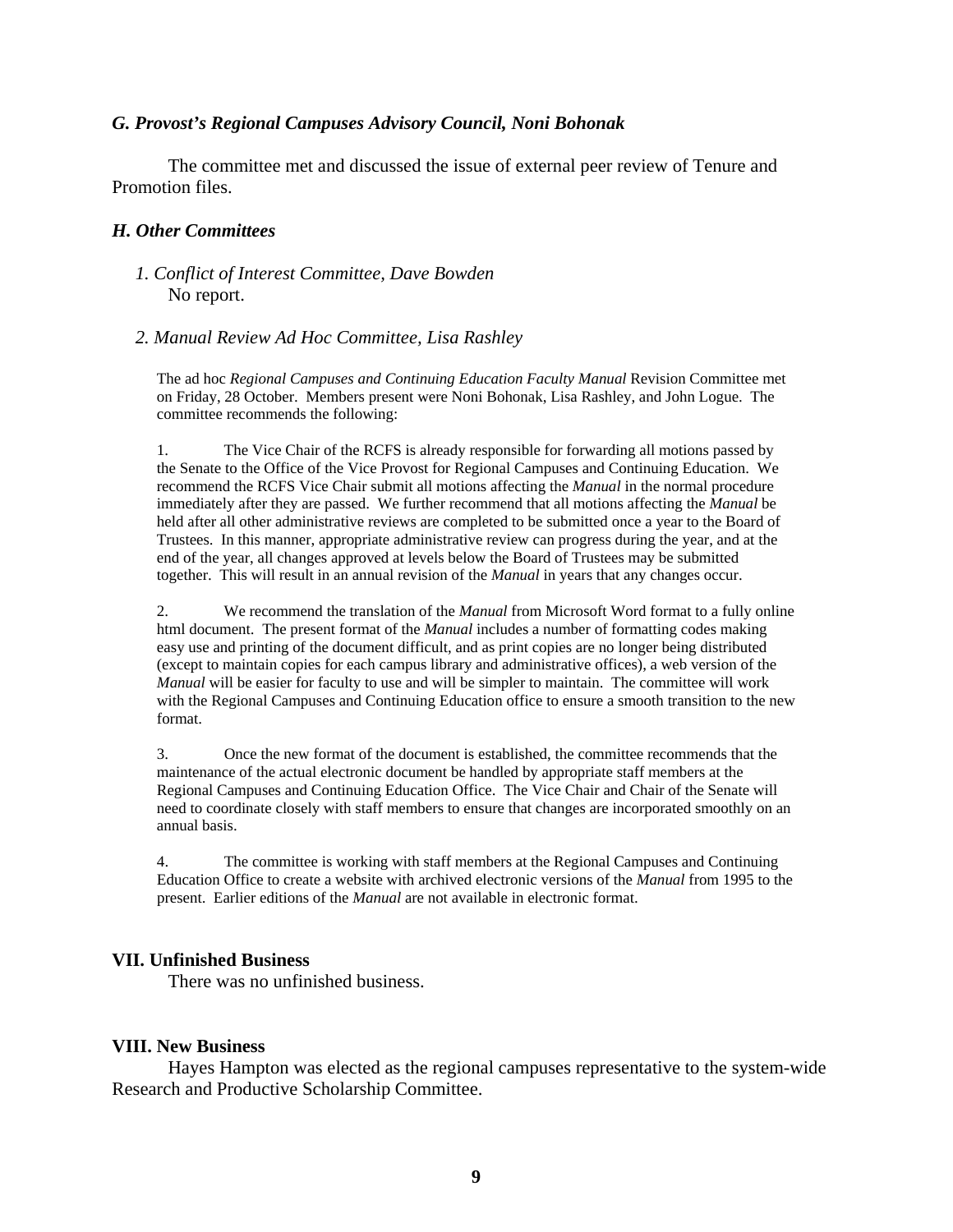### *G. Provost's Regional Campuses Advisory Council, Noni Bohonak*

The committee met and discussed the issue of external peer review of Tenure and Promotion files.

### *H. Other Committees*

*1. Conflict of Interest Committee, Dave Bowden*

No report.

*2. Manual Review Ad Hoc Committee, Lisa Rashley*

The ad hoc *Regional Campuses and Continuing Education Faculty Manual* Revision Committee met on Friday, 28 October. Members present were Noni Bohonak, Lisa Rashley, and John Logue. The committee recommends the following:

1. The Vice Chair of the RCFS is already responsible for forwarding all motions passed by the Senate to the Office of the Vice Provost for Regional Campuses and Continuing Education. We recommend the RCFS Vice Chair submit all motions affecting the *Manual* in the normal procedure immediately after they are passed. We further recommend that all motions affecting the *Manual* be held after all other administrative reviews are completed to be submitted once a year to the Board of Trustees. In this manner, appropriate administrative review can progress during the year, and at the end of the year, all changes approved at levels below the Board of Trustees may be submitted together. This will result in an annual revision of the *Manual* in years that any changes occur.

2. We recommend the translation of the *Manual* from Microsoft Word format to a fully online html document. The present format of the *Manual* includes a number of formatting codes making easy use and printing of the document difficult, and as print copies are no longer being distributed (except to maintain copies for each campus library and administrative offices), a web version of the *Manual* will be easier for faculty to use and will be simpler to maintain. The committee will work with the Regional Campuses and Continuing Education office to ensure a smooth transition to the new format.

3. Once the new format of the document is established, the committee recommends that the maintenance of the actual electronic document be handled by appropriate staff members at the Regional Campuses and Continuing Education Office. The Vice Chair and Chair of the Senate will need to coordinate closely with staff members to ensure that changes are incorporated smoothly on an annual basis.

4. The committee is working with staff members at the Regional Campuses and Continuing Education Office to create a website with archived electronic versions of the *Manual* from 1995 to the present. Earlier editions of the *Manual* are not available in electronic format.

## VII. Unfinished Business

There was no unfinished business.

## VIII. New Business

Hayes Hampton was elected as the regional campuses representative to the system-wide Research and Productive Scholarship Committee.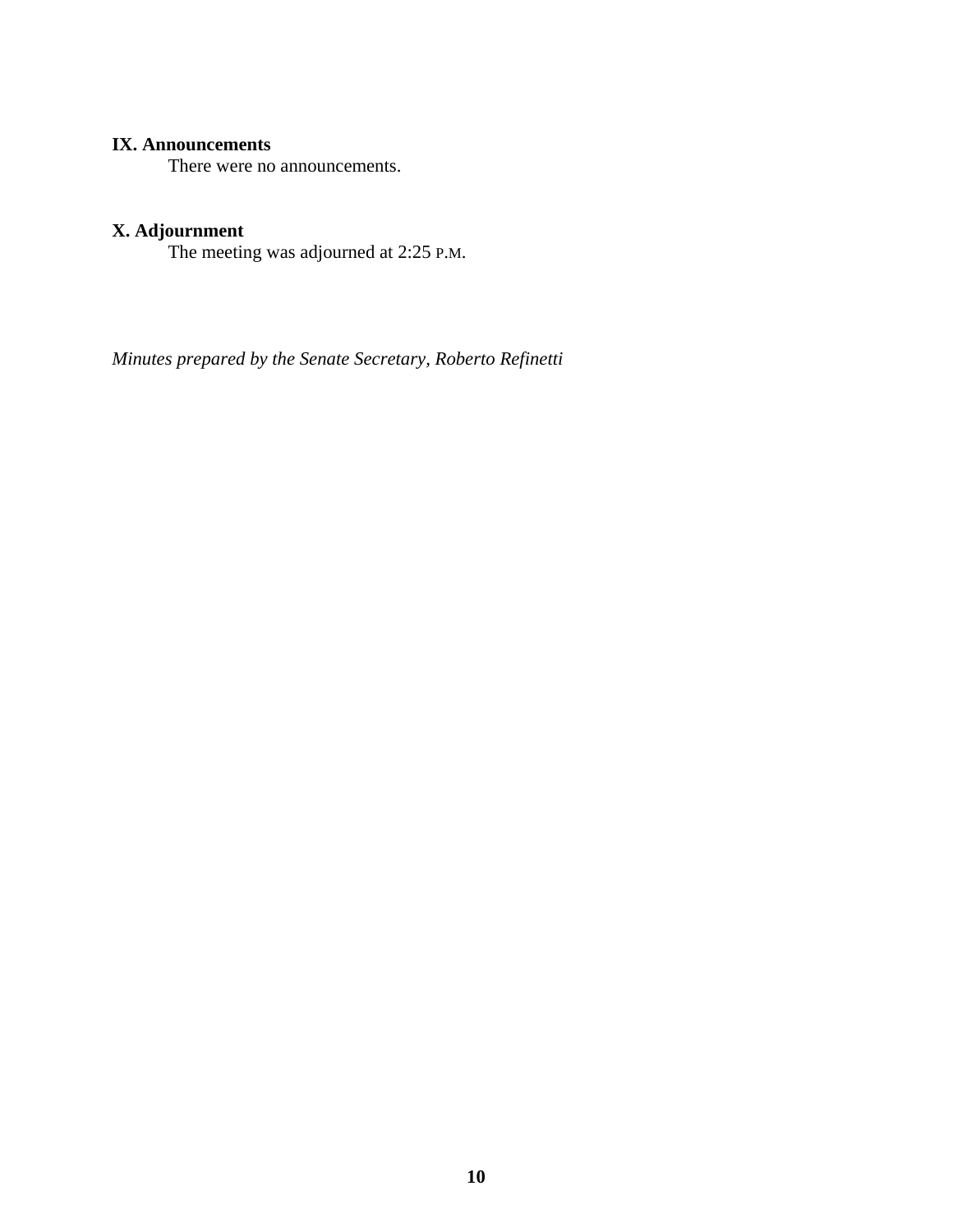**IX. Announcements**

There were no announcements.

**X. Adjournment**

The meeting was adjourned at 2:25 P.M.

*Minutes prepared by the Senate Secretary, Roberto Refinetti*